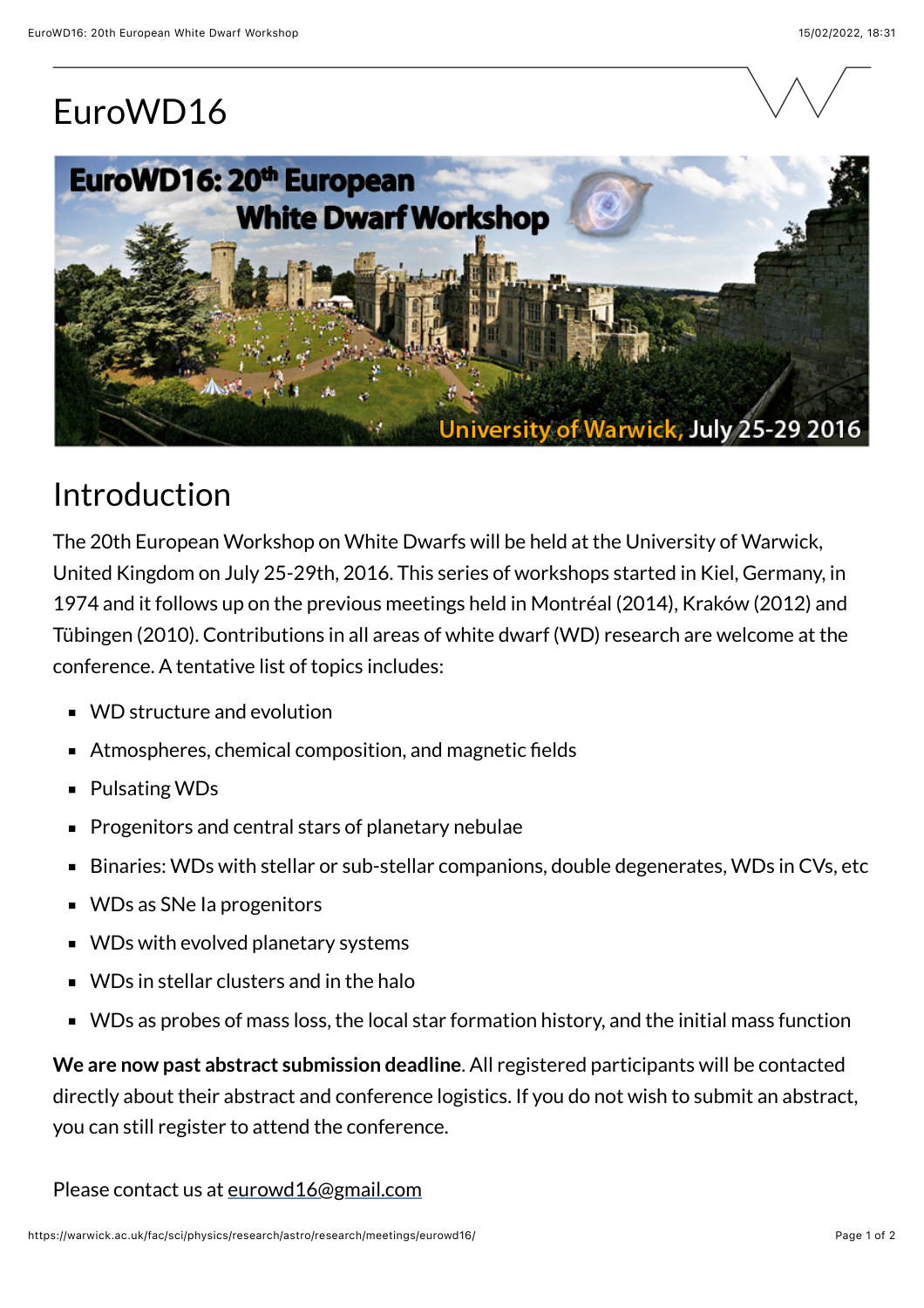# EuroWD16

## Introduction

The 20th European Workshop on White Dwarfs will be held at the University of Warwick, United Kingdom on July 25-29th, 2016. This series of workshops started in Kiel, Germany, in 1974 and it follows up on the previous meetings held in Montréal (2014), Kraków (2012) and Tübingen (2010). Contributions in all areas of white dwarf (WD) research are welcome at the conference. A tentative list of topics includes:

- WD structure and evolution
- Atmospheres, chemical composition, and magnetic fields
- Pulsating WDs
- Progenitors and central stars of planetary nebulae
- Binaries: WDs with stellar or sub-stellar companions, double degenerates, WDs in CVs, etc
- WDs as SNe Ia progenitors
- WDs with evolved planetary systems
- WDs in stellar clusters and in the halo
- WDs as probes of mass loss, the local star formation history, and the initial mass function

**We are now past abstract submission deadline**. All registered participants will be contacted directly about their abstract and conference logistics. If you do not wish to submit an abstract, you can still register to attend the conference.

Please contact us at eurowd16@gmail.com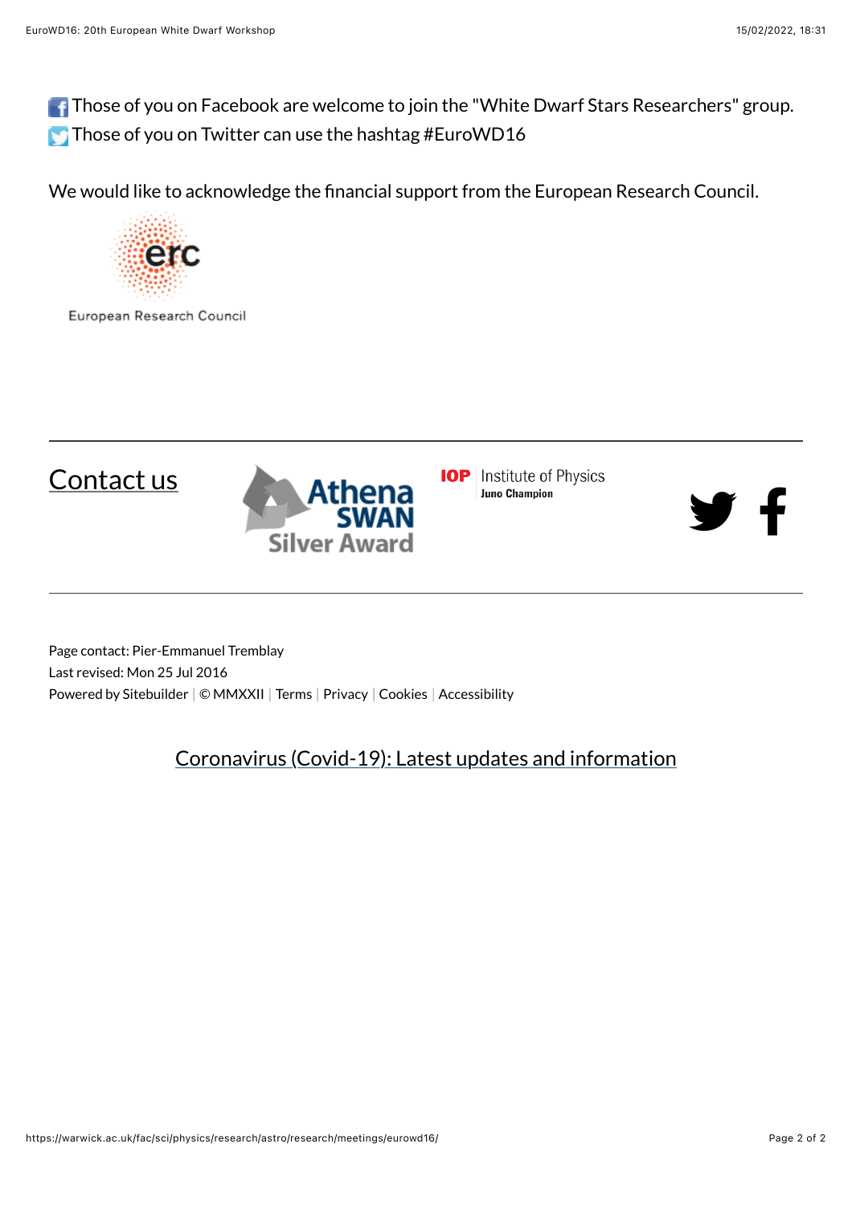Those of you on Facebook are welcome to join the "White Dwarf Stars Researchers" group.

Those of you on Twitter can use the hashtag #EuroWD16

We would like to acknowledge the financial support from the European Research Council.

European Research Council

---

Contact us

Athena SWAN Silver Award

IOP Institute of Physics Juno Champion

---

Page contact: Pier-Emmanuel Tremblay
Last revised: Mon 25 Jul 2016
Powered by Sitebuilder | © MMXXII | Terms | Privacy | Cookies | Accessibility

Coronavirus (Covid-19): Latest updates and information